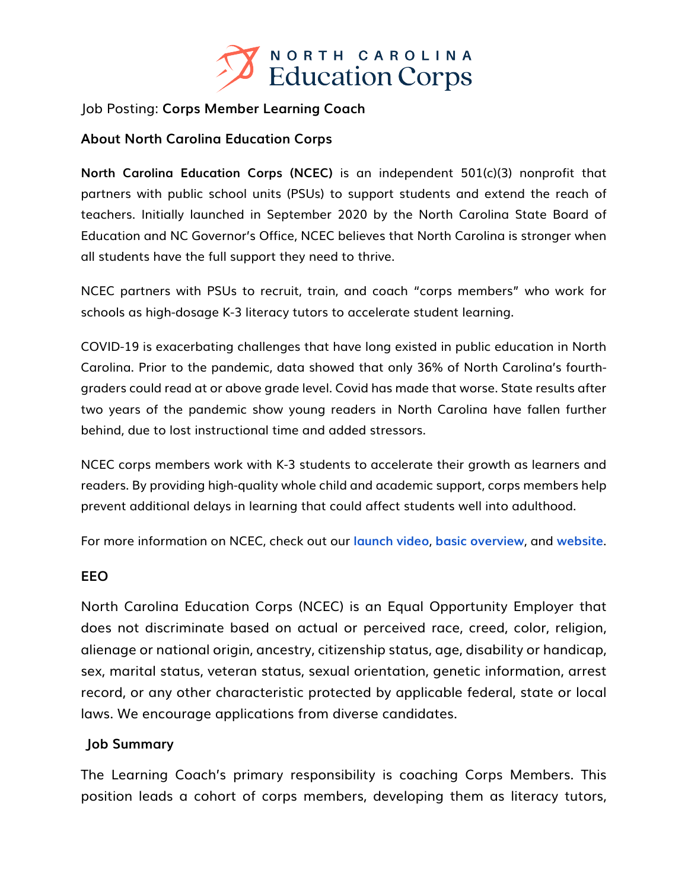NORTH CAROLINA
Education Corps

Job Posting: **Corps Member Learning Coach**

## About North Carolina Education Corps

**North Carolina Education Corps (NCEC)** is an independent 501(c)(3) nonprofit that partners with public school units (PSUs) to support students and extend the reach of teachers. Initially launched in September 2020 by the North Carolina State Board of Education and NC Governor's Office, NCEC believes that North Carolina is stronger when all students have the full support they need to thrive.

NCEC partners with PSUs to recruit, train, and coach "corps members" who work for schools as high-dosage K-3 literacy tutors to accelerate student learning.

COVID-19 is exacerbating challenges that have long existed in public education in North Carolina. Prior to the pandemic, data showed that only 36% of North Carolina's fourth-graders could read at or above grade level. Covid has made that worse. State results after two years of the pandemic show young readers in North Carolina have fallen further behind, due to lost instructional time and added stressors.

NCEC corps members work with K-3 students to accelerate their growth as learners and readers. By providing high-quality whole child and academic support, corps members help prevent additional delays in learning that could affect students well into adulthood.

For more information on NCEC, check out our **launch video**, **basic overview**, and **website**.

## EEO

North Carolina Education Corps (NCEC) is an Equal Opportunity Employer that does not discriminate based on actual or perceived race, creed, color, religion, alienage or national origin, ancestry, citizenship status, age, disability or handicap, sex, marital status, veteran status, sexual orientation, genetic information, arrest record, or any other characteristic protected by applicable federal, state or local laws. We encourage applications from diverse candidates.

## Job Summary

The Learning Coach's primary responsibility is coaching Corps Members. This position leads a cohort of corps members, developing them as literacy tutors,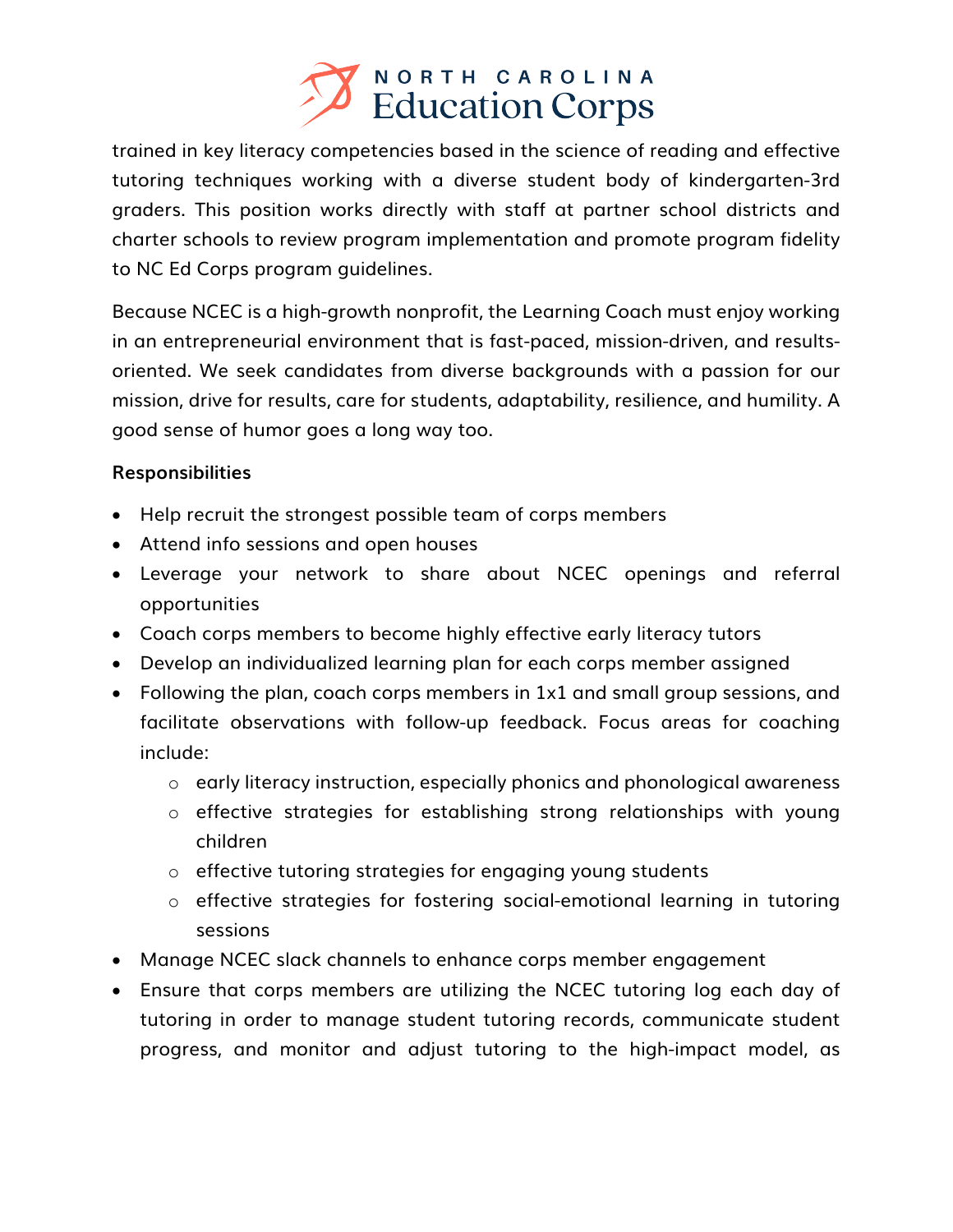trained in key literacy competencies based in the science of reading and effective tutoring techniques working with a diverse student body of kindergarten-3rd graders. This position works directly with staff at partner school districts and charter schools to review program implementation and promote program fidelity to NC Ed Corps program guidelines.

Because NCEC is a high-growth nonprofit, the Learning Coach must enjoy working in an entrepreneurial environment that is fast-paced, mission-driven, and results-oriented. We seek candidates from diverse backgrounds with a passion for our mission, drive for results, care for students, adaptability, resilience, and humility. A good sense of humor goes a long way too.

**Responsibilities**

- Help recruit the strongest possible team of corps members
- Attend info sessions and open houses
- Leverage your network to share about NCEC openings and referral opportunities
- Coach corps members to become highly effective early literacy tutors
- Develop an individualized learning plan for each corps member assigned
- Following the plan, coach corps members in 1x1 and small group sessions, and facilitate observations with follow-up feedback. Focus areas for coaching include:
    - early literacy instruction, especially phonics and phonological awareness
    - effective strategies for establishing strong relationships with young children
    - effective tutoring strategies for engaging young students
    - effective strategies for fostering social-emotional learning in tutoring sessions
- Manage NCEC slack channels to enhance corps member engagement
- Ensure that corps members are utilizing the NCEC tutoring log each day of tutoring in order to manage student tutoring records, communicate student progress, and monitor and adjust tutoring to the high-impact model, as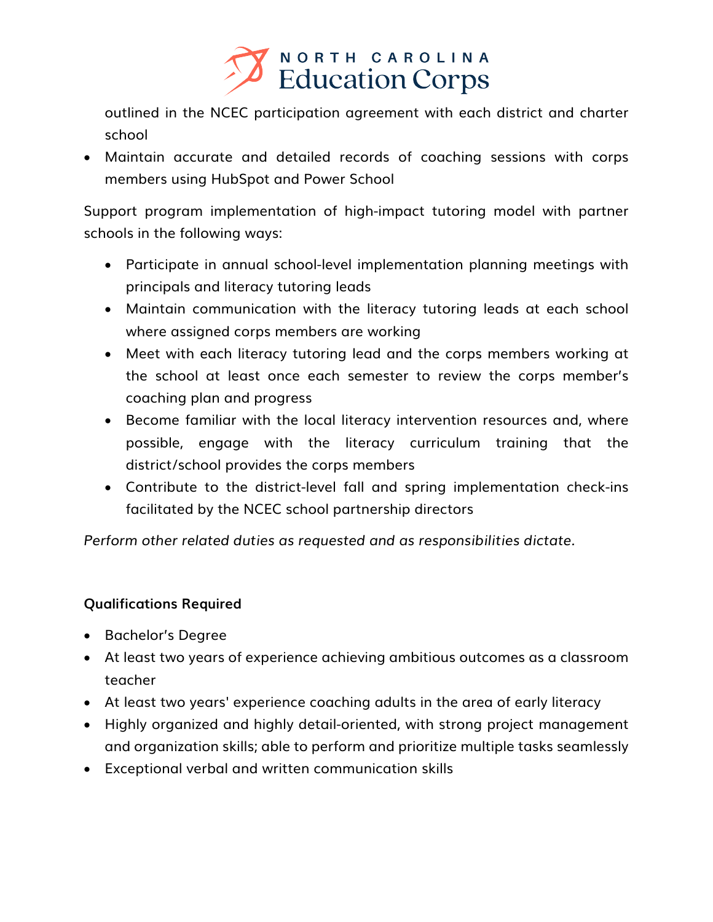outlined in the NCEC participation agreement with each district and charter school
- Maintain accurate and detailed records of coaching sessions with corps members using HubSpot and Power School

Support program implementation of high-impact tutoring model with partner schools in the following ways:

- Participate in annual school-level implementation planning meetings with principals and literacy tutoring leads
- Maintain communication with the literacy tutoring leads at each school where assigned corps members are working
- Meet with each literacy tutoring lead and the corps members working at the school at least once each semester to review the corps member's coaching plan and progress
- Become familiar with the local literacy intervention resources and, where possible, engage with the literacy curriculum training that the district/school provides the corps members
- Contribute to the district-level fall and spring implementation check-ins facilitated by the NCEC school partnership directors

*Perform other related duties as requested and as responsibilities dictate.*

**Qualifications Required**

- Bachelor's Degree
- At least two years of experience achieving ambitious outcomes as a classroom teacher
- At least two years' experience coaching adults in the area of early literacy
- Highly organized and highly detail-oriented, with strong project management and organization skills; able to perform and prioritize multiple tasks seamlessly
- Exceptional verbal and written communication skills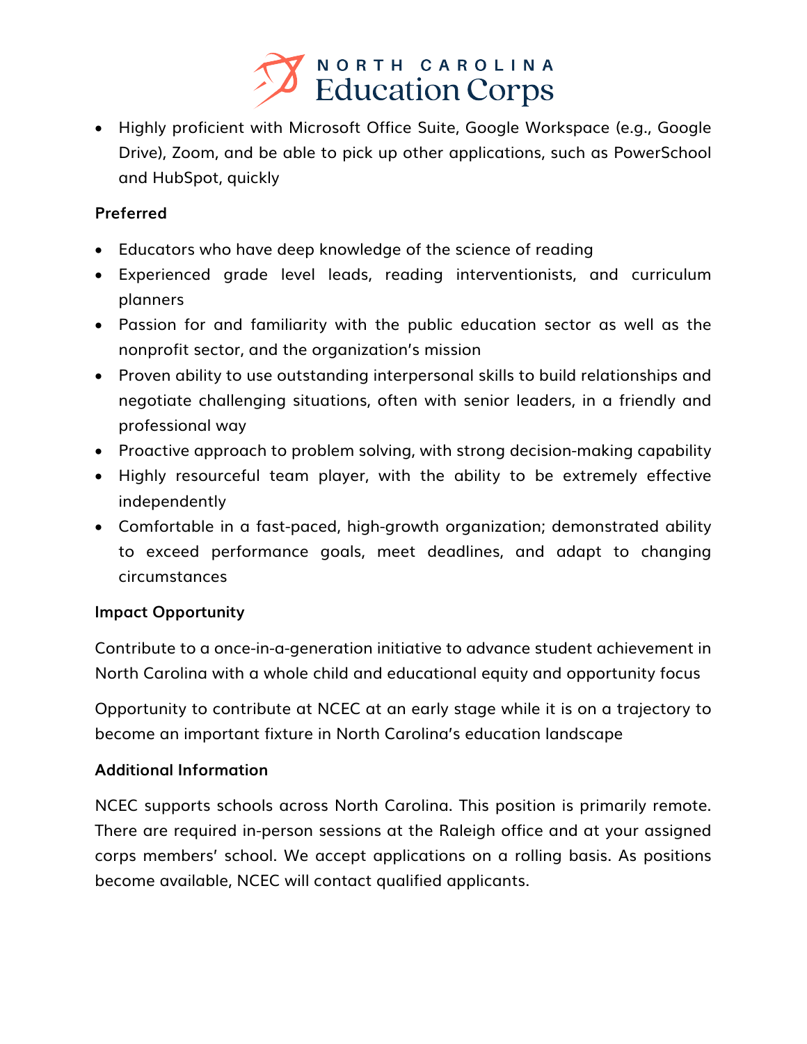- Highly proficient with Microsoft Office Suite, Google Workspace (e.g., Google Drive), Zoom, and be able to pick up other applications, such as PowerSchool and HubSpot, quickly

**Preferred**

- Educators who have deep knowledge of the science of reading
- Experienced grade level leads, reading interventionists, and curriculum planners
- Passion for and familiarity with the public education sector as well as the nonprofit sector, and the organization's mission
- Proven ability to use outstanding interpersonal skills to build relationships and negotiate challenging situations, often with senior leaders, in a friendly and professional way
- Proactive approach to problem solving, with strong decision-making capability
- Highly resourceful team player, with the ability to be extremely effective independently
- Comfortable in a fast-paced, high-growth organization; demonstrated ability to exceed performance goals, meet deadlines, and adapt to changing circumstances

**Impact Opportunity**

Contribute to a once-in-a-generation initiative to advance student achievement in North Carolina with a whole child and educational equity and opportunity focus

Opportunity to contribute at NCEC at an early stage while it is on a trajectory to become an important fixture in North Carolina's education landscape

**Additional Information**

NCEC supports schools across North Carolina. This position is primarily remote. There are required in-person sessions at the Raleigh office and at your assigned corps members' school. We accept applications on a rolling basis. As positions become available, NCEC will contact qualified applicants.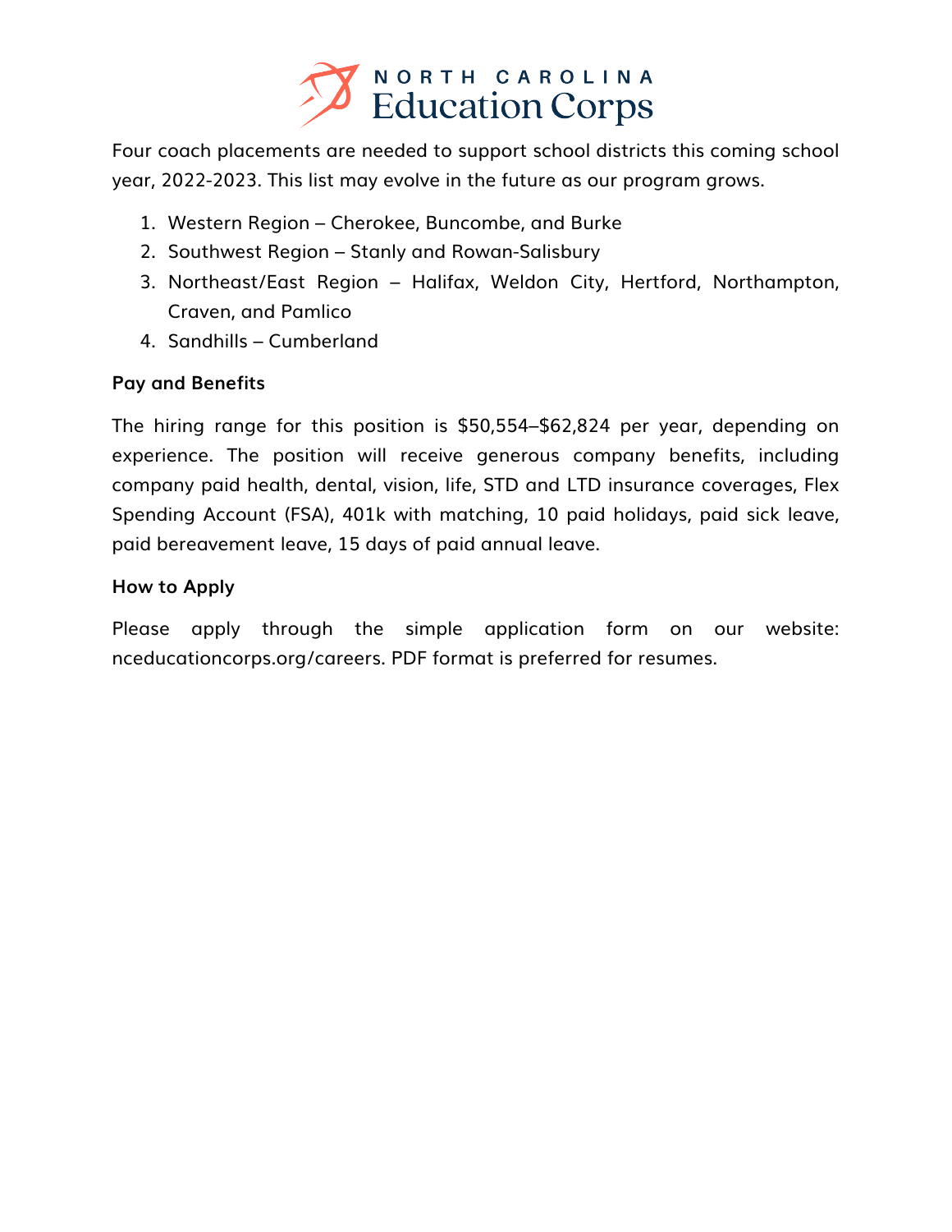Four coach placements are needed to support school districts this coming school year, 2022-2023. This list may evolve in the future as our program grows.

1. Western Region – Cherokee, Buncombe, and Burke
2. Southwest Region – Stanly and Rowan-Salisbury
3. Northeast/East Region – Halifax, Weldon City, Hertford, Northampton, Craven, and Pamlico
4. Sandhills – Cumberland

**Pay and Benefits**

The hiring range for this position is $50,554–$62,824 per year, depending on experience. The position will receive generous company benefits, including company paid health, dental, vision, life, STD and LTD insurance coverages, Flex Spending Account (FSA), 401k with matching, 10 paid holidays, paid sick leave, paid bereavement leave, 15 days of paid annual leave.

**How to Apply**

Please apply through the simple application form on our website: nceducationcorps.org/careers. PDF format is preferred for resumes.